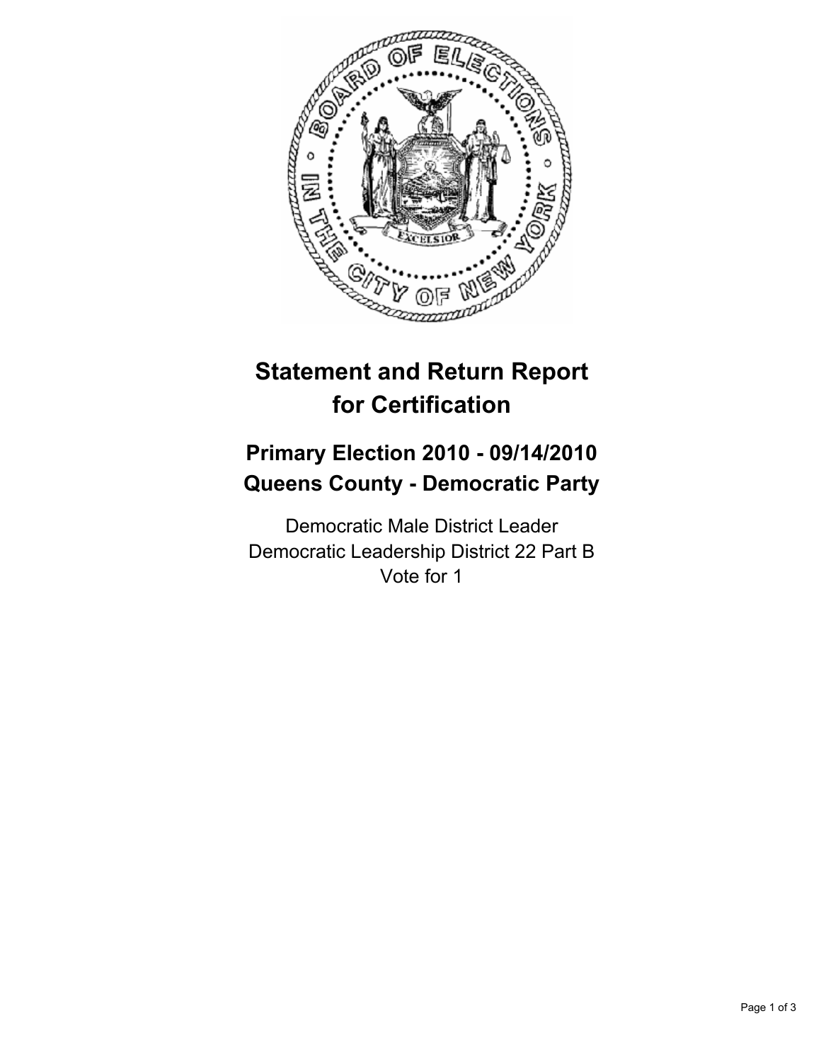# Statement and Return Report for Certification

## Primary Election 2010 - 09/14/2010
## Queens County - Democratic Party

Democratic Male District Leader
Democratic Leadership District 22 Part B
Vote for 1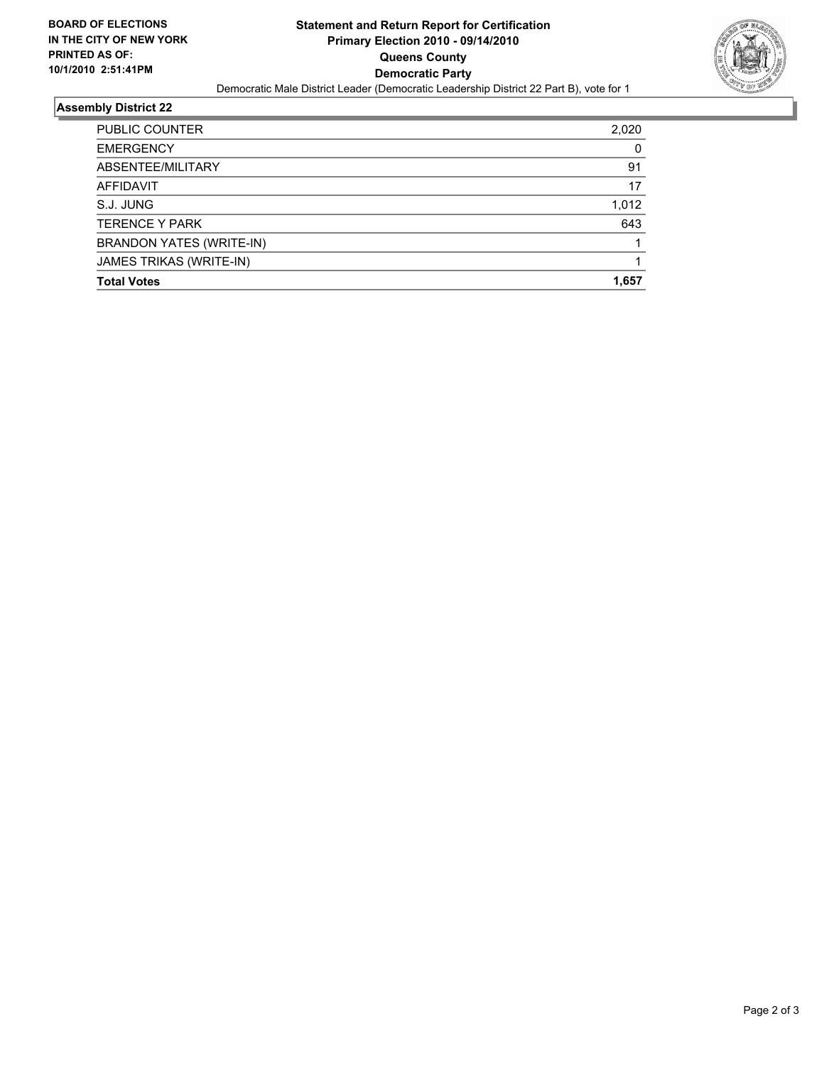**BOARD OF ELECTIONS IN THE CITY OF NEW YORK PRINTED AS OF: 10/1/2010 2:51:41PM**

# Statement and Return Report for Certification
## Primary Election 2010 - 09/14/2010
## Queens County
## Democratic Party

Democratic Male District Leader (Democratic Leadership District 22 Part B), vote for 1

### Assembly District 22

| | |
|---|---|
| PUBLIC COUNTER | 2,020 |
| EMERGENCY | 0 |
| ABSENTEE/MILITARY | 91 |
| AFFIDAVIT | 17 |
| S.J. JUNG | 1,012 |
| TERENCE Y PARK | 643 |
| BRANDON YATES (WRITE-IN) | 1 |
| JAMES TRIKAS (WRITE-IN) | 1 |
| **Total Votes** | **1,657** |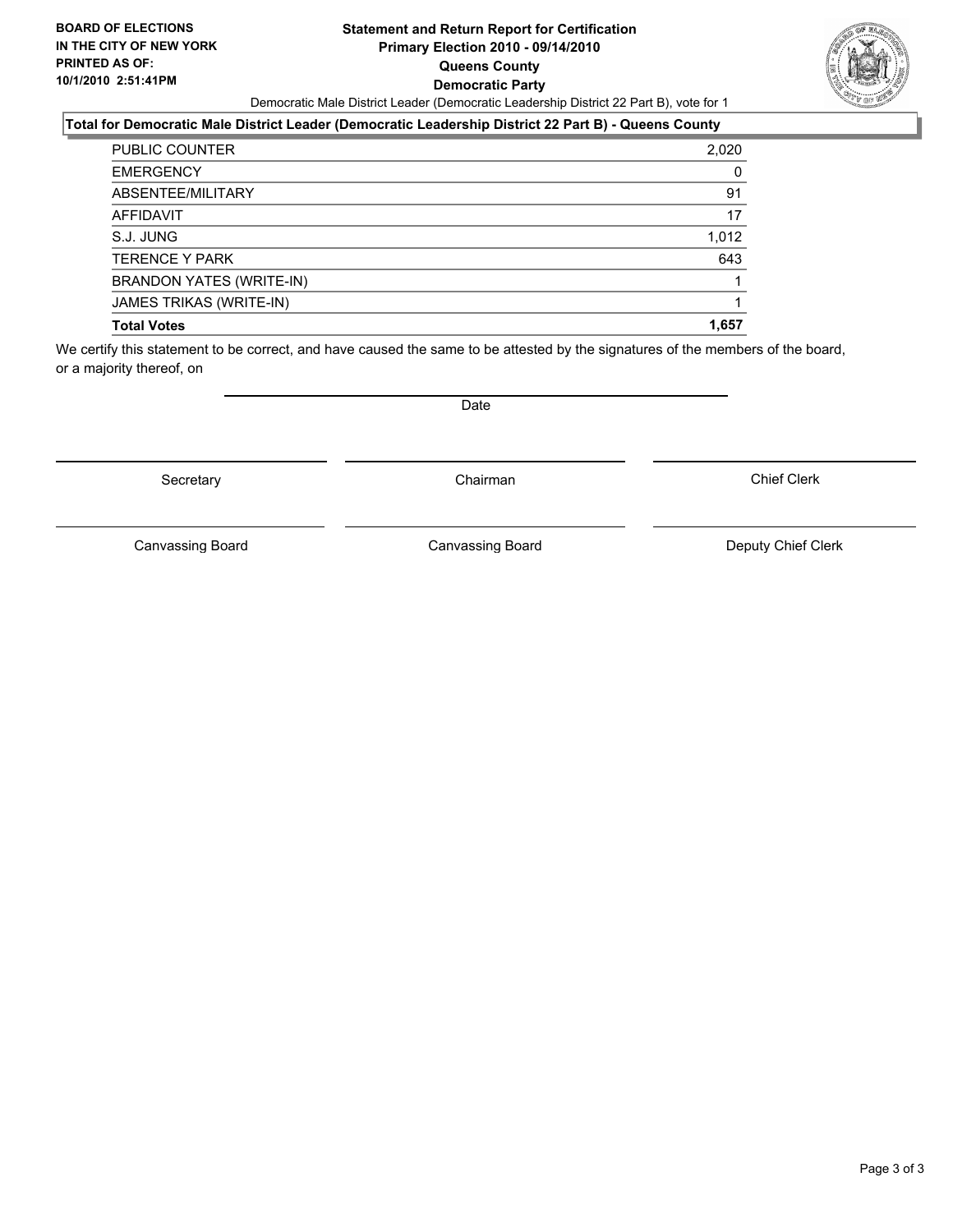**BOARD OF ELECTIONS IN THE CITY OF NEW YORK PRINTED AS OF: 10/1/2010 2:51:41PM**

# Statement and Return Report for Certification
## Primary Election 2010 - 09/14/2010
## Queens County
## Democratic Party

Democratic Male District Leader (Democratic Leadership District 22 Part B), vote for 1

**Total for Democratic Male District Leader (Democratic Leadership District 22 Part B) - Queens County**

| | |
|---|---|
| PUBLIC COUNTER | 2,020 |
| EMERGENCY | 0 |
| ABSENTEE/MILITARY | 91 |
| AFFIDAVIT | 17 |
| S.J. JUNG | 1,012 |
| TERENCE Y PARK | 643 |
| BRANDON YATES (WRITE-IN) | 1 |
| JAMES TRIKAS (WRITE-IN) | 1 |
| **Total Votes** | **1,657** |

We certify this statement to be correct, and have caused the same to be attested by the signatures of the members of the board, or a majority thereof, on

Date

Secretary

Chairman

Chief Clerk

Canvassing Board

Canvassing Board

Deputy Chief Clerk